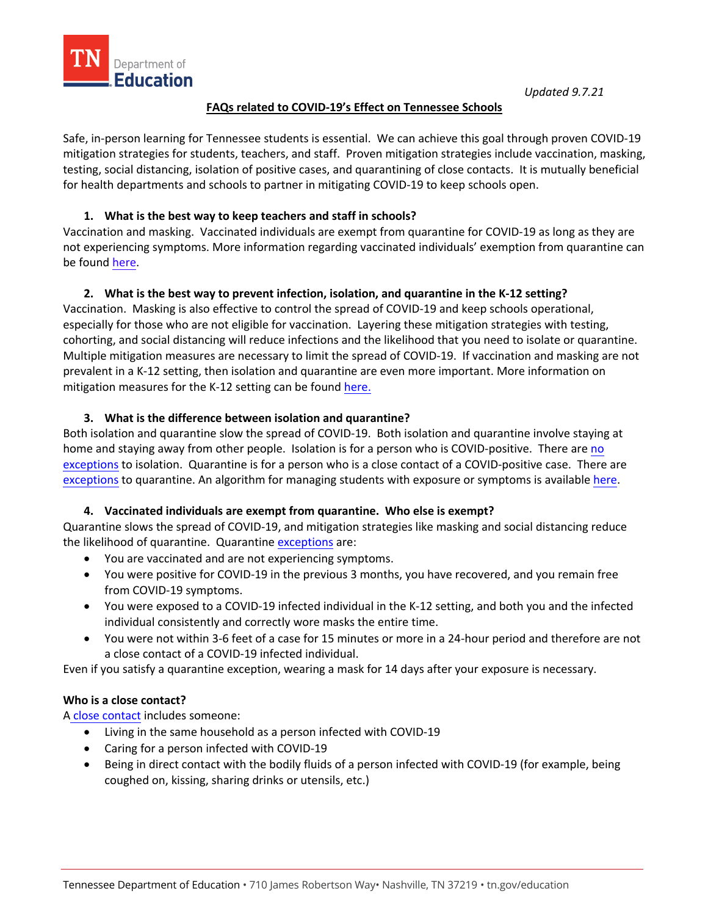TN Department of Education

*Updated 9.7.21*

# FAQs related to COVID-19's Effect on Tennessee Schools

Safe, in-person learning for Tennessee students is essential. We can achieve this goal through proven COVID-19 mitigation strategies for students, teachers, and staff. Proven mitigation strategies include vaccination, masking, testing, social distancing, isolation of positive cases, and quarantining of close contacts. It is mutually beneficial for health departments and schools to partner in mitigating COVID-19 to keep schools open.

### 1. What is the best way to keep teachers and staff in schools?

Vaccination and masking. Vaccinated individuals are exempt from quarantine for COVID-19 as long as they are not experiencing symptoms. More information regarding vaccinated individuals' exemption from quarantine can be found here.

### 2. What is the best way to prevent infection, isolation, and quarantine in the K-12 setting?

Vaccination. Masking is also effective to control the spread of COVID-19 and keep schools operational, especially for those who are not eligible for vaccination. Layering these mitigation strategies with testing, cohorting, and social distancing will reduce infections and the likelihood that you need to isolate or quarantine. Multiple mitigation measures are necessary to limit the spread of COVID-19. If vaccination and masking are not prevalent in a K-12 setting, then isolation and quarantine are even more important. More information on mitigation measures for the K-12 setting can be found here.

### 3. What is the difference between isolation and quarantine?

Both isolation and quarantine slow the spread of COVID-19. Both isolation and quarantine involve staying at home and staying away from other people. Isolation is for a person who is COVID-positive. There are no exceptions to isolation. Quarantine is for a person who is a close contact of a COVID-positive case. There are exceptions to quarantine. An algorithm for managing students with exposure or symptoms is available here.

### 4. Vaccinated individuals are exempt from quarantine. Who else is exempt?

Quarantine slows the spread of COVID-19, and mitigation strategies like masking and social distancing reduce the likelihood of quarantine. Quarantine exceptions are:

- You are vaccinated and are not experiencing symptoms.
- You were positive for COVID-19 in the previous 3 months, you have recovered, and you remain free from COVID-19 symptoms.
- You were exposed to a COVID-19 infected individual in the K-12 setting, and both you and the infected individual consistently and correctly wore masks the entire time.
- You were not within 3-6 feet of a case for 15 minutes or more in a 24-hour period and therefore are not a close contact of a COVID-19 infected individual.

Even if you satisfy a quarantine exception, wearing a mask for 14 days after your exposure is necessary.

**Who is a close contact?**

A close contact includes someone:

- Living in the same household as a person infected with COVID-19
- Caring for a person infected with COVID-19
- Being in direct contact with the bodily fluids of a person infected with COVID-19 (for example, being coughed on, kissing, sharing drinks or utensils, etc.)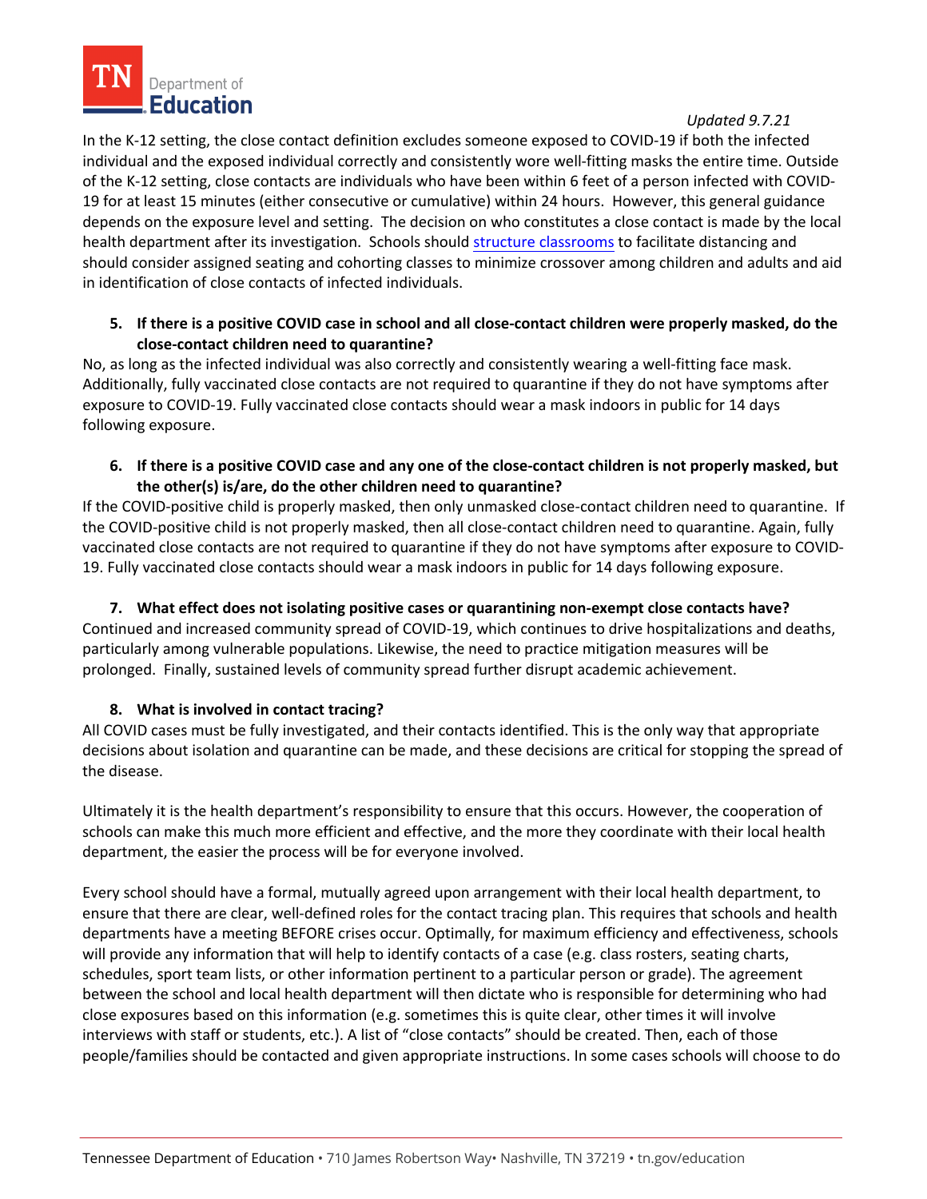*Updated 9.7.21*

In the K-12 setting, the close contact definition excludes someone exposed to COVID-19 if both the infected individual and the exposed individual correctly and consistently wore well-fitting masks the entire time. Outside of the K-12 setting, close contacts are individuals who have been within 6 feet of a person infected with COVID-19 for at least 15 minutes (either consecutive or cumulative) within 24 hours. However, this general guidance depends on the exposure level and setting. The decision on who constitutes a close contact is made by the local health department after its investigation. Schools should structure classrooms to facilitate distancing and should consider assigned seating and cohorting classes to minimize crossover among children and adults and aid in identification of close contacts of infected individuals.

**5. If there is a positive COVID case in school and all close-contact children were properly masked, do the close-contact children need to quarantine?**

No, as long as the infected individual was also correctly and consistently wearing a well-fitting face mask. Additionally, fully vaccinated close contacts are not required to quarantine if they do not have symptoms after exposure to COVID-19. Fully vaccinated close contacts should wear a mask indoors in public for 14 days following exposure.

**6. If there is a positive COVID case and any one of the close-contact children is not properly masked, but the other(s) is/are, do the other children need to quarantine?**

If the COVID-positive child is properly masked, then only unmasked close-contact children need to quarantine. If the COVID-positive child is not properly masked, then all close-contact children need to quarantine. Again, fully vaccinated close contacts are not required to quarantine if they do not have symptoms after exposure to COVID-19. Fully vaccinated close contacts should wear a mask indoors in public for 14 days following exposure.

**7. What effect does not isolating positive cases or quarantining non-exempt close contacts have?**

Continued and increased community spread of COVID-19, which continues to drive hospitalizations and deaths, particularly among vulnerable populations. Likewise, the need to practice mitigation measures will be prolonged. Finally, sustained levels of community spread further disrupt academic achievement.

**8. What is involved in contact tracing?**

All COVID cases must be fully investigated, and their contacts identified. This is the only way that appropriate decisions about isolation and quarantine can be made, and these decisions are critical for stopping the spread of the disease.

Ultimately it is the health department's responsibility to ensure that this occurs. However, the cooperation of schools can make this much more efficient and effective, and the more they coordinate with their local health department, the easier the process will be for everyone involved.

Every school should have a formal, mutually agreed upon arrangement with their local health department, to ensure that there are clear, well-defined roles for the contact tracing plan. This requires that schools and health departments have a meeting BEFORE crises occur. Optimally, for maximum efficiency and effectiveness, schools will provide any information that will help to identify contacts of a case (e.g. class rosters, seating charts, schedules, sport team lists, or other information pertinent to a particular person or grade). The agreement between the school and local health department will then dictate who is responsible for determining who had close exposures based on this information (e.g. sometimes this is quite clear, other times it will involve interviews with staff or students, etc.). A list of "close contacts" should be created. Then, each of those people/families should be contacted and given appropriate instructions. In some cases schools will choose to do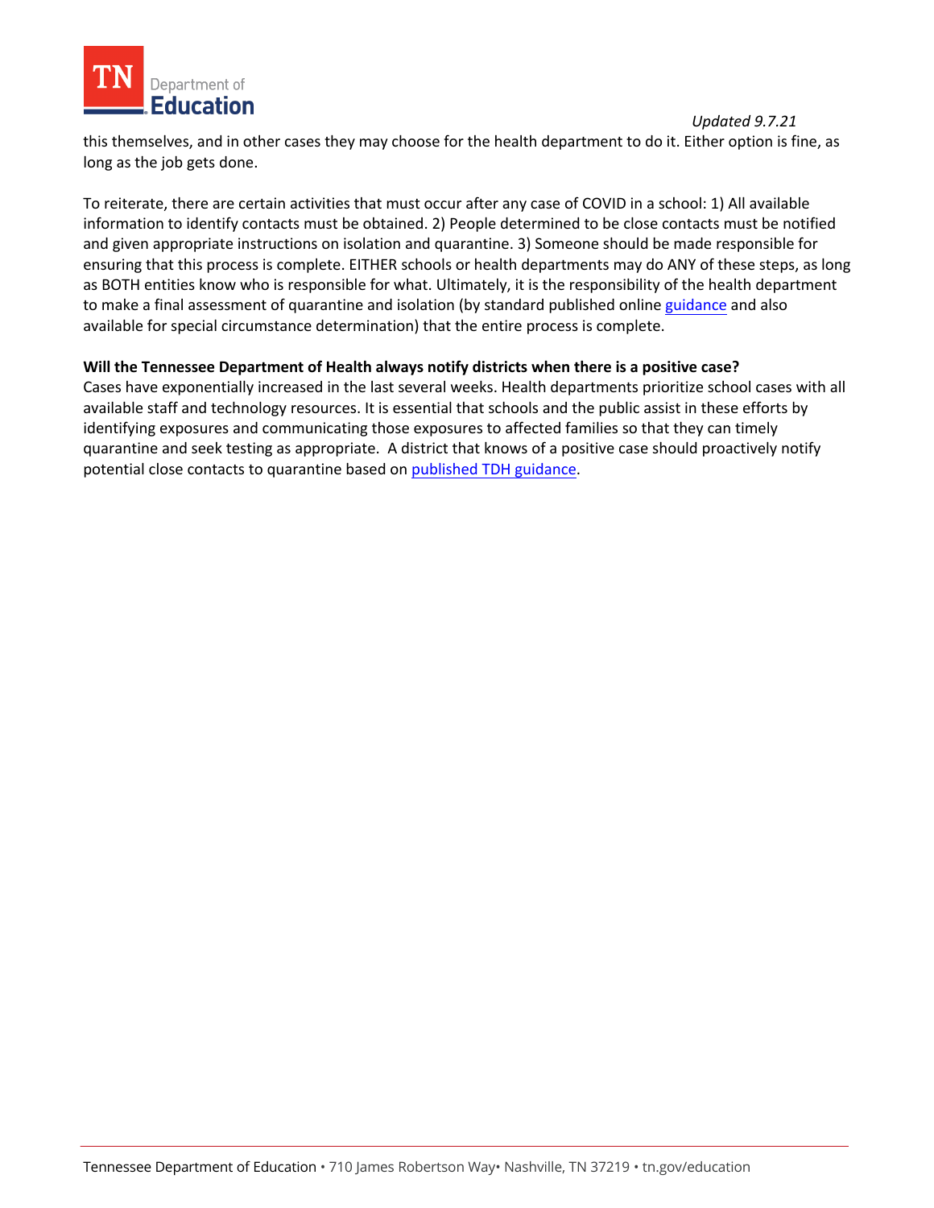this themselves, and in other cases they may choose for the health department to do it. Either option is fine, as long as the job gets done.

To reiterate, there are certain activities that must occur after any case of COVID in a school: 1) All available information to identify contacts must be obtained. 2) People determined to be close contacts must be notified and given appropriate instructions on isolation and quarantine. 3) Someone should be made responsible for ensuring that this process is complete. EITHER schools or health departments may do ANY of these steps, as long as BOTH entities know who is responsible for what. Ultimately, it is the responsibility of the health department to make a final assessment of quarantine and isolation (by standard published online guidance and also available for special circumstance determination) that the entire process is complete.

**Will the Tennessee Department of Health always notify districts when there is a positive case?**

Cases have exponentially increased in the last several weeks. Health departments prioritize school cases with all available staff and technology resources. It is essential that schools and the public assist in these efforts by identifying exposures and communicating those exposures to affected families so that they can timely quarantine and seek testing as appropriate. A district that knows of a positive case should proactively notify potential close contacts to quarantine based on published TDH guidance.